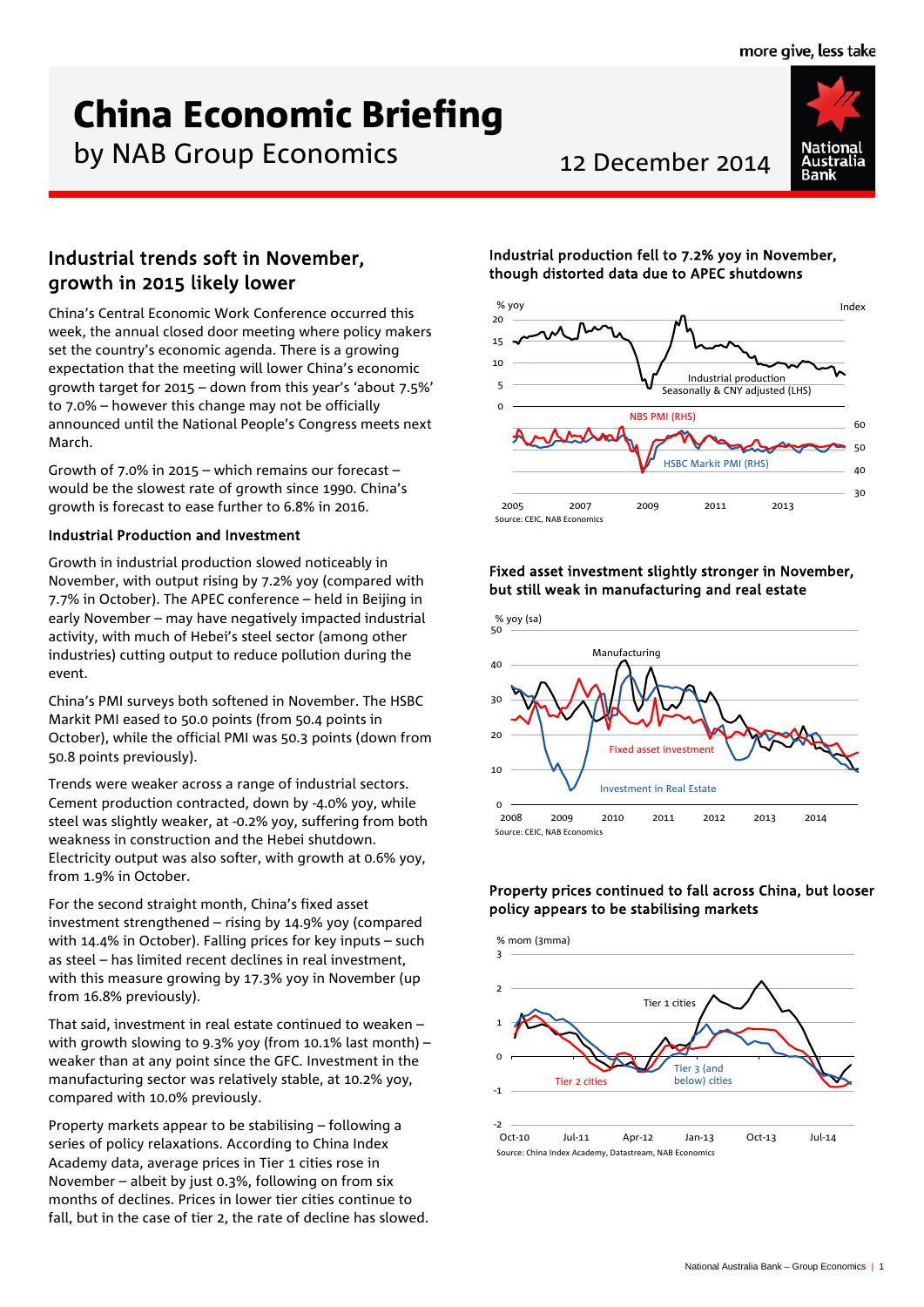# China Economic Briefing

by NAB Group Economics

12 December 2014

## Industrial trends soft in November, growth in 2015 likely lower

China's Central Economic Work Conference occurred this week, the annual closed door meeting where policy makers set the country's economic agenda. There is a growing expectation that the meeting will lower China's economic growth target for 2015 – down from this year's 'about 7.5%' to 7.0% – however this change may not be officially announced until the National People's Congress meets next March.

Growth of 7.0% in 2015 – which remains our forecast – would be the slowest rate of growth since 1990. China's growth is forecast to ease further to 6.8% in 2016.

### Industrial Production and Investment

Growth in industrial production slowed noticeably in November, with output rising by 7.2% yoy (compared with 7.7% in October). The APEC conference – held in Beijing in early November – may have negatively impacted industrial activity, with much of Hebei's steel sector (among other industries) cutting output to reduce pollution during the event.

China's PMI surveys both softened in November. The HSBC Markit PMI eased to 50.0 points (from 50.4 points in October), while the official PMI was 50.3 points (down from 50.8 points previously).

Trends were weaker across a range of industrial sectors. Cement production contracted, down by -4.0% yoy, while steel was slightly weaker, at -0.2% yoy, suffering from both weakness in construction and the Hebei shutdown. Electricity output was also softer, with growth at 0.6% yoy, from 1.9% in October.

For the second straight month, China's fixed asset investment strengthened – rising by 14.9% yoy (compared with 14.4% in October). Falling prices for key inputs – such as steel – has limited recent declines in real investment, with this measure growing by 17.3% yoy in November (up from 16.8% previously).

That said, investment in real estate continued to weaken – with growth slowing to 9.3% yoy (from 10.1% last month) – weaker than at any point since the GFC. Investment in the manufacturing sector was relatively stable, at 10.2% yoy, compared with 10.0% previously.

Property markets appear to be stabilising – following a series of policy relaxations. According to China Index Academy data, average prices in Tier 1 cities rose in November – albeit by just 0.3%, following on from six months of declines. Prices in lower tier cities continue to fall, but in the case of tier 2, the rate of decline has slowed.

**Industrial production fell to 7.2% yoy in November, though distorted data due to APEC shutdowns**

Source: CEIC, NAB Economics

**Fixed asset investment slightly stronger in November, but still weak in manufacturing and real estate**

Source: CEIC, NAB Economics

**Property prices continued to fall across China, but looser policy appears to be stabilising markets**

Source: China Index Academy, Datastream, NAB Economics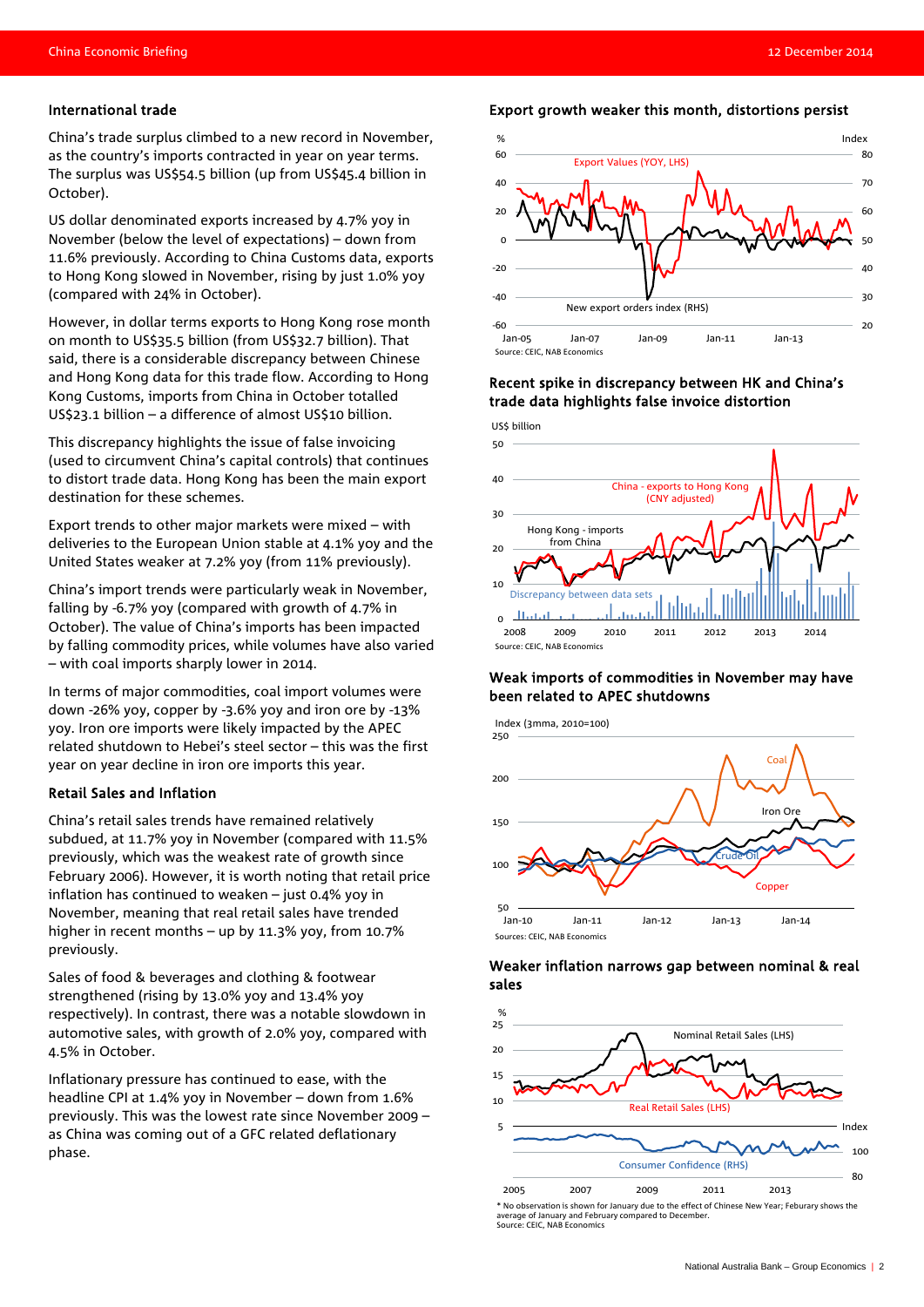## International trade

China's trade surplus climbed to a new record in November, as the country's imports contracted in year on year terms. The surplus was US$54.5 billion (up from US$45.4 billion in October).

US dollar denominated exports increased by 4.7% yoy in November (below the level of expectations) – down from 11.6% previously. According to China Customs data, exports to Hong Kong slowed in November, rising by just 1.0% yoy (compared with 24% in October).

However, in dollar terms exports to Hong Kong rose month on month to US$35.5 billion (from US$32.7 billion). That said, there is a considerable discrepancy between Chinese and Hong Kong data for this trade flow. According to Hong Kong Customs, imports from China in October totalled US$23.1 billion – a difference of almost US$10 billion.

This discrepancy highlights the issue of false invoicing (used to circumvent China's capital controls) that continues to distort trade data. Hong Kong has been the main export destination for these schemes.

Export trends to other major markets were mixed – with deliveries to the European Union stable at 4.1% yoy and the United States weaker at 7.2% yoy (from 11% previously).

China's import trends were particularly weak in November, falling by -6.7% yoy (compared with growth of 4.7% in October). The value of China's imports has been impacted by falling commodity prices, while volumes have also varied – with coal imports sharply lower in 2014.

In terms of major commodities, coal import volumes were down -26% yoy, copper by -3.6% yoy and iron ore by -13% yoy. Iron ore imports were likely impacted by the APEC related shutdown to Hebei's steel sector – this was the first year on year decline in iron ore imports this year.

## Retail Sales and Inflation

China's retail sales trends have remained relatively subdued, at 11.7% yoy in November (compared with 11.5% previously, which was the weakest rate of growth since February 2006). However, it is worth noting that retail price inflation has continued to weaken – just 0.4% yoy in November, meaning that real retail sales have trended higher in recent months – up by 11.3% yoy, from 10.7% previously.

Sales of food & beverages and clothing & footwear strengthened (rising by 13.0% yoy and 13.4% yoy respectively). In contrast, there was a notable slowdown in automotive sales, with growth of 2.0% yoy, compared with 4.5% in October.

Inflationary pressure has continued to ease, with the headline CPI at 1.4% yoy in November – down from 1.6% previously. This was the lowest rate since November 2009 – as China was coming out of a GFC related deflationary phase.

### Export growth weaker this month, distortions persist

Source: CEIC, NAB Economics

### Recent spike in discrepancy between HK and China's trade data highlights false invoice distortion

Source: CEIC, NAB Economics

### Weak imports of commodities in November may have been related to APEC shutdowns

Sources: CEIC, NAB Economics

### Weaker inflation narrows gap between nominal & real sales

* No observation is shown for January due to the effect of Chinese New Year; Feburary shows the average of January and February compared to December.
Source: CEIC, NAB Economics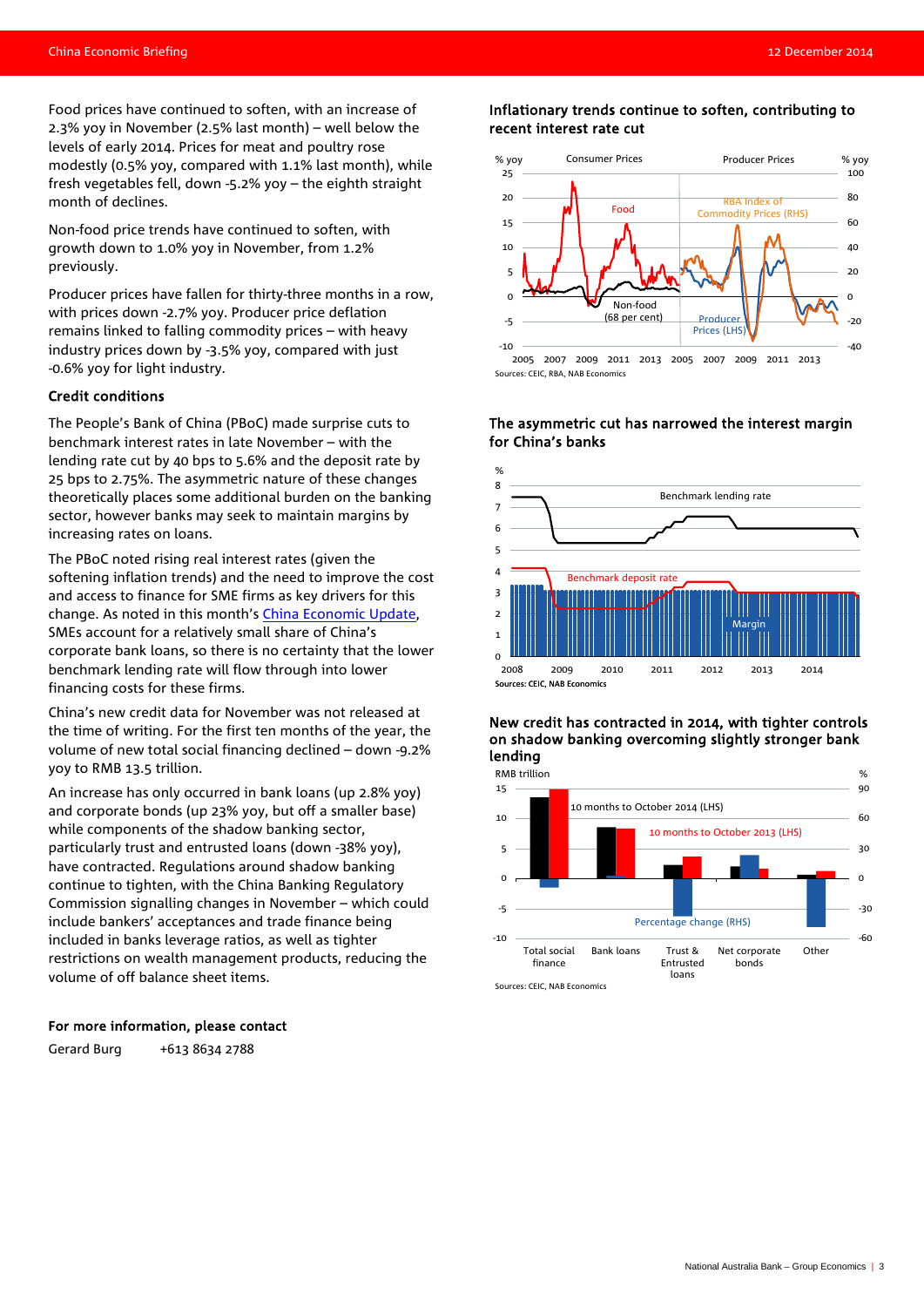Food prices have continued to soften, with an increase of 2.3% yoy in November (2.5% last month) – well below the levels of early 2014. Prices for meat and poultry rose modestly (0.5% yoy, compared with 1.1% last month), while fresh vegetables fell, down -5.2% yoy – the eighth straight month of declines.

Non-food price trends have continued to soften, with growth down to 1.0% yoy in November, from 1.2% previously.

Producer prices have fallen for thirty-three months in a row, with prices down -2.7% yoy. Producer price deflation remains linked to falling commodity prices – with heavy industry prices down by -3.5% yoy, compared with just -0.6% yoy for light industry.

### Credit conditions

The People's Bank of China (PBoC) made surprise cuts to benchmark interest rates in late November – with the lending rate cut by 40 bps to 5.6% and the deposit rate by 25 bps to 2.75%. The asymmetric nature of these changes theoretically places some additional burden on the banking sector, however banks may seek to maintain margins by increasing rates on loans.

The PBoC noted rising real interest rates (given the softening inflation trends) and the need to improve the cost and access to finance for SME firms as key drivers for this change. As noted in this month's China Economic Update, SMEs account for a relatively small share of China's corporate bank loans, so there is no certainty that the lower benchmark lending rate will flow through into lower financing costs for these firms.

China's new credit data for November was not released at the time of writing. For the first ten months of the year, the volume of new total social financing declined – down -9.2% yoy to RMB 13.5 trillion.

An increase has only occurred in bank loans (up 2.8% yoy) and corporate bonds (up 23% yoy, but off a smaller base) while components of the shadow banking sector, particularly trust and entrusted loans (down -38% yoy), have contracted. Regulations around shadow banking continue to tighten, with the China Banking Regulatory Commission signalling changes in November – which could include bankers' acceptances and trade finance being included in banks leverage ratios, as well as tighter restrictions on wealth management products, reducing the volume of off balance sheet items.

**Inflationary trends continue to soften, contributing to recent interest rate cut**

Sources: CEIC, RBA, NAB Economics

**The asymmetric cut has narrowed the interest margin for China's banks**

Sources: CEIC, NAB Economics

**New credit has contracted in 2014, with tighter controls on shadow banking overcoming slightly stronger bank lending**

Sources: CEIC, NAB Economics

### For more information, please contact

Gerard Burg +613 8634 2788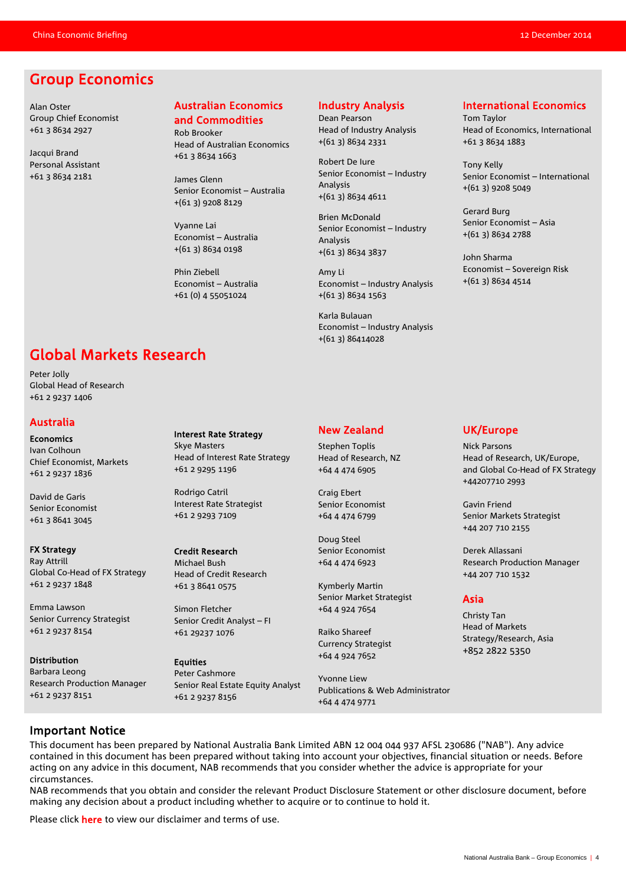# Group Economics

Alan Oster
Group Chief Economist
+61 3 8634 2927

Jacqui Brand
Personal Assistant
+61 3 8634 2181

## Australian Economics and Commodities

Rob Brooker
Head of Australian Economics
+61 3 8634 1663

James Glenn
Senior Economist – Australia
+(61 3) 9208 8129

Vyanne Lai
Economist – Australia
+(61 3) 8634 0198

Phin Ziebell
Economist – Australia
+61 (0) 4 55051024

## Industry Analysis

Dean Pearson
Head of Industry Analysis
+(61 3) 8634 2331

Robert De Iure
Senior Economist – Industry Analysis
+(61 3) 8634 4611

Brien McDonald
Senior Economist – Industry Analysis
+(61 3) 8634 3837

Amy Li
Economist – Industry Analysis
+(61 3) 8634 1563

Karla Bulauan
Economist – Industry Analysis
+(61 3) 86414028

## International Economics

Tom Taylor
Head of Economics, International
+61 3 8634 1883

Tony Kelly
Senior Economist – International
+(61 3) 9208 5049

Gerard Burg
Senior Economist – Asia
+(61 3) 8634 2788

John Sharma
Economist – Sovereign Risk
+(61 3) 8634 4514

# Global Markets Research

Peter Jolly
Global Head of Research
+61 2 9237 1406

## Australia

**Economics**
Ivan Colhoun
Chief Economist, Markets
+61 2 9237 1836

David de Garis
Senior Economist
+61 3 8641 3045

**FX Strategy**
Ray Attrill
Global Co-Head of FX Strategy
+61 2 9237 1848

Emma Lawson
Senior Currency Strategist
+61 2 9237 8154

**Distribution**
Barbara Leong
Research Production Manager
+61 2 9237 8151

**Interest Rate Strategy**
Skye Masters
Head of Interest Rate Strategy
+61 2 9295 1196

Rodrigo Catril
Interest Rate Strategist
+61 2 9293 7109

**Credit Research**
Michael Bush
Head of Credit Research
+61 3 8641 0575

Simon Fletcher
Senior Credit Analyst – FI
+61 29237 1076

**Equities**
Peter Cashmore
Senior Real Estate Equity Analyst
+61 2 9237 8156

## New Zealand

Stephen Toplis
Head of Research, NZ
+64 4 474 6905

Craig Ebert
Senior Economist
+64 4 474 6799

Doug Steel
Senior Economist
+64 4 474 6923

Kymberly Martin
Senior Market Strategist
+64 4 924 7654

Raiko Shareef
Currency Strategist
+64 4 924 7652

Yvonne Liew
Publications & Web Administrator
+64 4 474 9771

## UK/Europe

Nick Parsons
Head of Research, UK/Europe, and Global Co-Head of FX Strategy
+44207710 2993

Gavin Friend
Senior Markets Strategist
+44 207 710 2155

Derek Allassani
Research Production Manager
+44 207 710 1532

## Asia

Christy Tan
Head of Markets Strategy/Research, Asia
+852 2822 5350

## Important Notice

This document has been prepared by National Australia Bank Limited ABN 12 004 044 937 AFSL 230686 ("NAB"). Any advice contained in this document has been prepared without taking into account your objectives, financial situation or needs. Before acting on any advice in this document, NAB recommends that you consider whether the advice is appropriate for your circumstances.
NAB recommends that you obtain and consider the relevant Product Disclosure Statement or other disclosure document, before making any decision about a product including whether to acquire or to continue to hold it.

Please click **here** to view our disclaimer and terms of use.